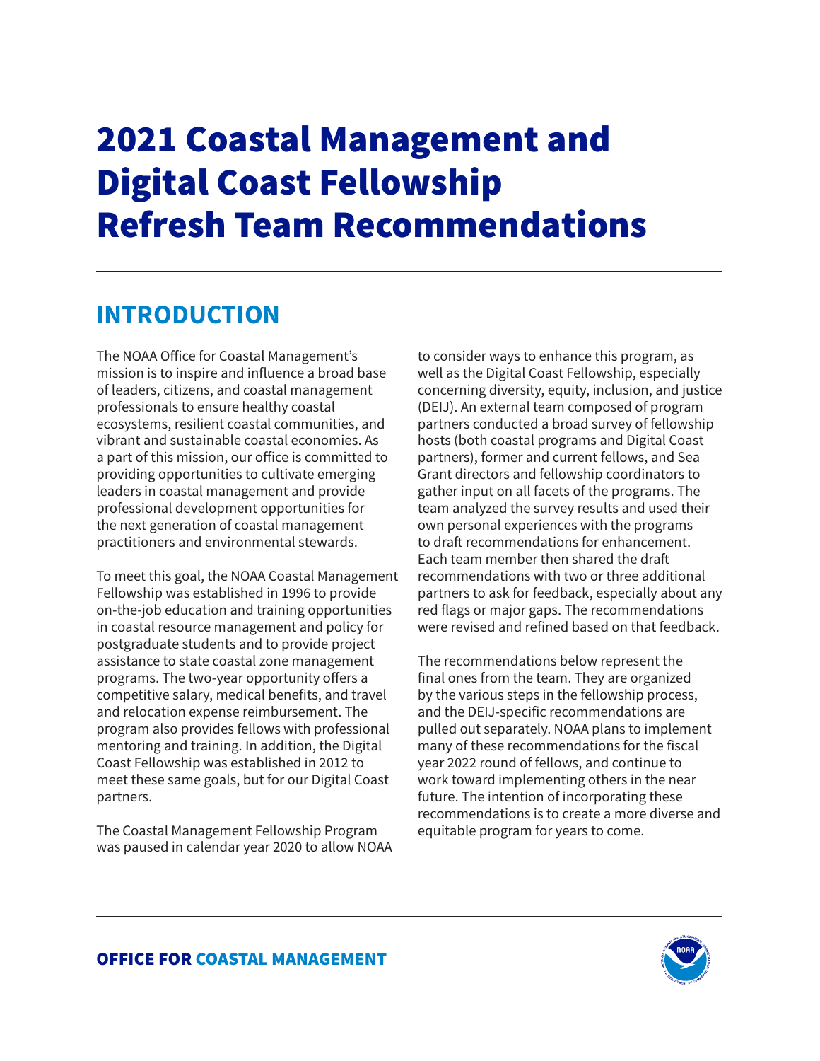# 2021 Coastal Management and Digital Coast Fellowship Refresh Team Recommendations

## INTRODUCTION

The NOAA Office for Coastal Management's mission is to inspire and influence a broad base of leaders, citizens, and coastal management professionals to ensure healthy coastal ecosystems, resilient coastal communities, and vibrant and sustainable coastal economies. As a part of this mission, our office is committed to providing opportunities to cultivate emerging leaders in coastal management and provide professional development opportunities for the next generation of coastal management practitioners and environmental stewards.

To meet this goal, the NOAA Coastal Management Fellowship was established in 1996 to provide on-the-job education and training opportunities in coastal resource management and policy for postgraduate students and to provide project assistance to state coastal zone management programs. The two-year opportunity offers a competitive salary, medical benefits, and travel and relocation expense reimbursement. The program also provides fellows with professional mentoring and training. In addition, the Digital Coast Fellowship was established in 2012 to meet these same goals, but for our Digital Coast partners.

The Coastal Management Fellowship Program was paused in calendar year 2020 to allow NOAA to consider ways to enhance this program, as well as the Digital Coast Fellowship, especially concerning diversity, equity, inclusion, and justice (DEIJ). An external team composed of program partners conducted a broad survey of fellowship hosts (both coastal programs and Digital Coast partners), former and current fellows, and Sea Grant directors and fellowship coordinators to gather input on all facets of the programs. The team analyzed the survey results and used their own personal experiences with the programs to draft recommendations for enhancement. Each team member then shared the draft recommendations with two or three additional partners to ask for feedback, especially about any red flags or major gaps. The recommendations were revised and refined based on that feedback.

The recommendations below represent the final ones from the team. They are organized by the various steps in the fellowship process, and the DEIJ-specific recommendations are pulled out separately. NOAA plans to implement many of these recommendations for the fiscal year 2022 round of fellows, and continue to work toward implementing others in the near future. The intention of incorporating these recommendations is to create a more diverse and equitable program for years to come.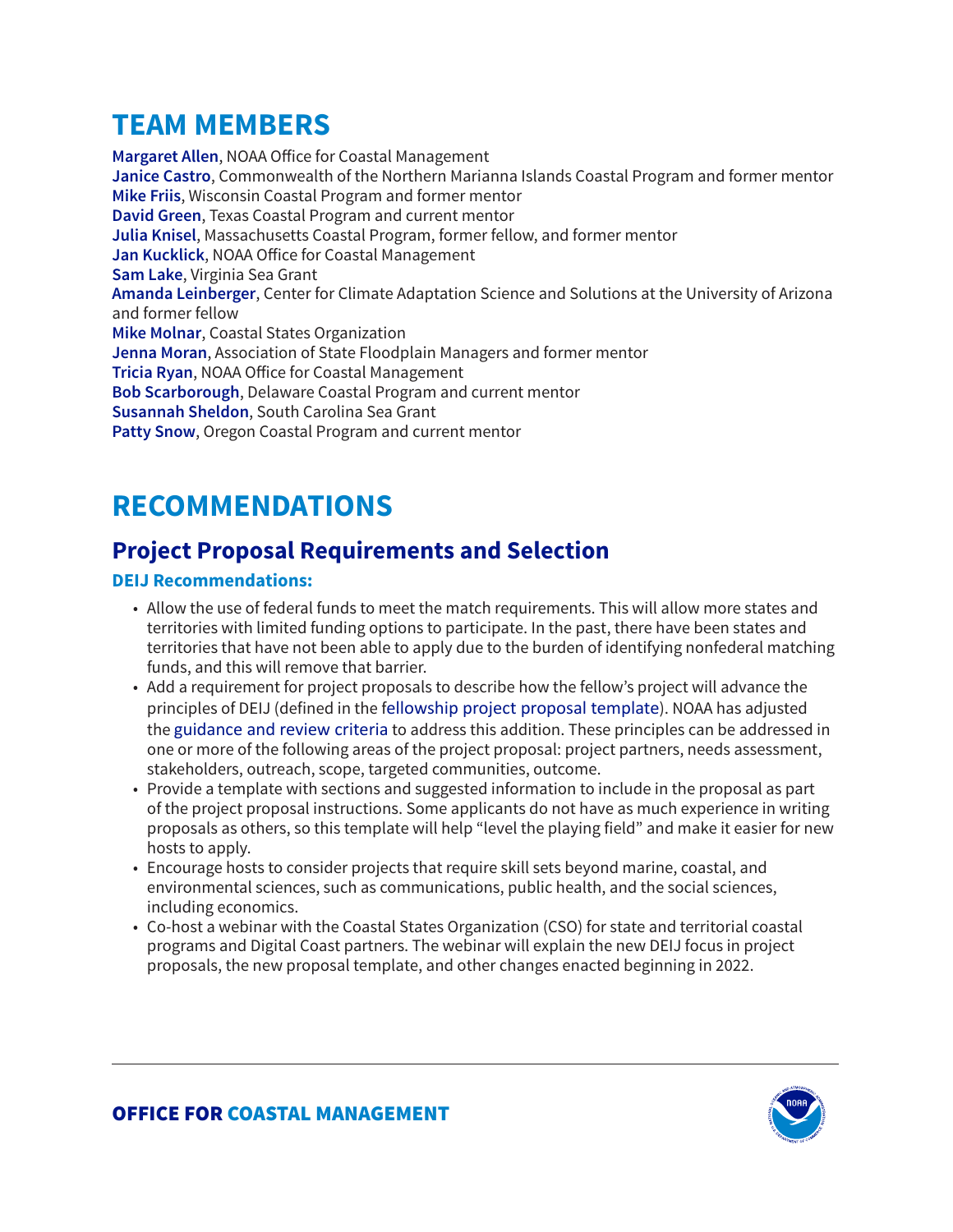# TEAM MEMBERS

**Margaret Allen**, NOAA Office for Coastal Management
**Janice Castro**, Commonwealth of the Northern Marianna Islands Coastal Program and former mentor
**Mike Friis**, Wisconsin Coastal Program and former mentor
**David Green**, Texas Coastal Program and current mentor
**Julia Knisel**, Massachusetts Coastal Program, former fellow, and former mentor
**Jan Kucklick**, NOAA Office for Coastal Management
**Sam Lake**, Virginia Sea Grant
**Amanda Leinberger**, Center for Climate Adaptation Science and Solutions at the University of Arizona and former fellow
**Mike Molnar**, Coastal States Organization
**Jenna Moran**, Association of State Floodplain Managers and former mentor
**Tricia Ryan**, NOAA Office for Coastal Management
**Bob Scarborough**, Delaware Coastal Program and current mentor
**Susannah Sheldon**, South Carolina Sea Grant
**Patty Snow**, Oregon Coastal Program and current mentor

# RECOMMENDATIONS

## Project Proposal Requirements and Selection

### DEIJ Recommendations:

- Allow the use of federal funds to meet the match requirements. This will allow more states and territories with limited funding options to participate. In the past, there have been states and territories that have not been able to apply due to the burden of identifying nonfederal matching funds, and this will remove that barrier.
- Add a requirement for project proposals to describe how the fellow's project will advance the principles of DEIJ (defined in the fellowship project proposal template). NOAA has adjusted the guidance and review criteria to address this addition. These principles can be addressed in one or more of the following areas of the project proposal: project partners, needs assessment, stakeholders, outreach, scope, targeted communities, outcome.
- Provide a template with sections and suggested information to include in the proposal as part of the project proposal instructions. Some applicants do not have as much experience in writing proposals as others, so this template will help "level the playing field" and make it easier for new hosts to apply.
- Encourage hosts to consider projects that require skill sets beyond marine, coastal, and environmental sciences, such as communications, public health, and the social sciences, including economics.
- Co-host a webinar with the Coastal States Organization (CSO) for state and territorial coastal programs and Digital Coast partners. The webinar will explain the new DEIJ focus in project proposals, the new proposal template, and other changes enacted beginning in 2022.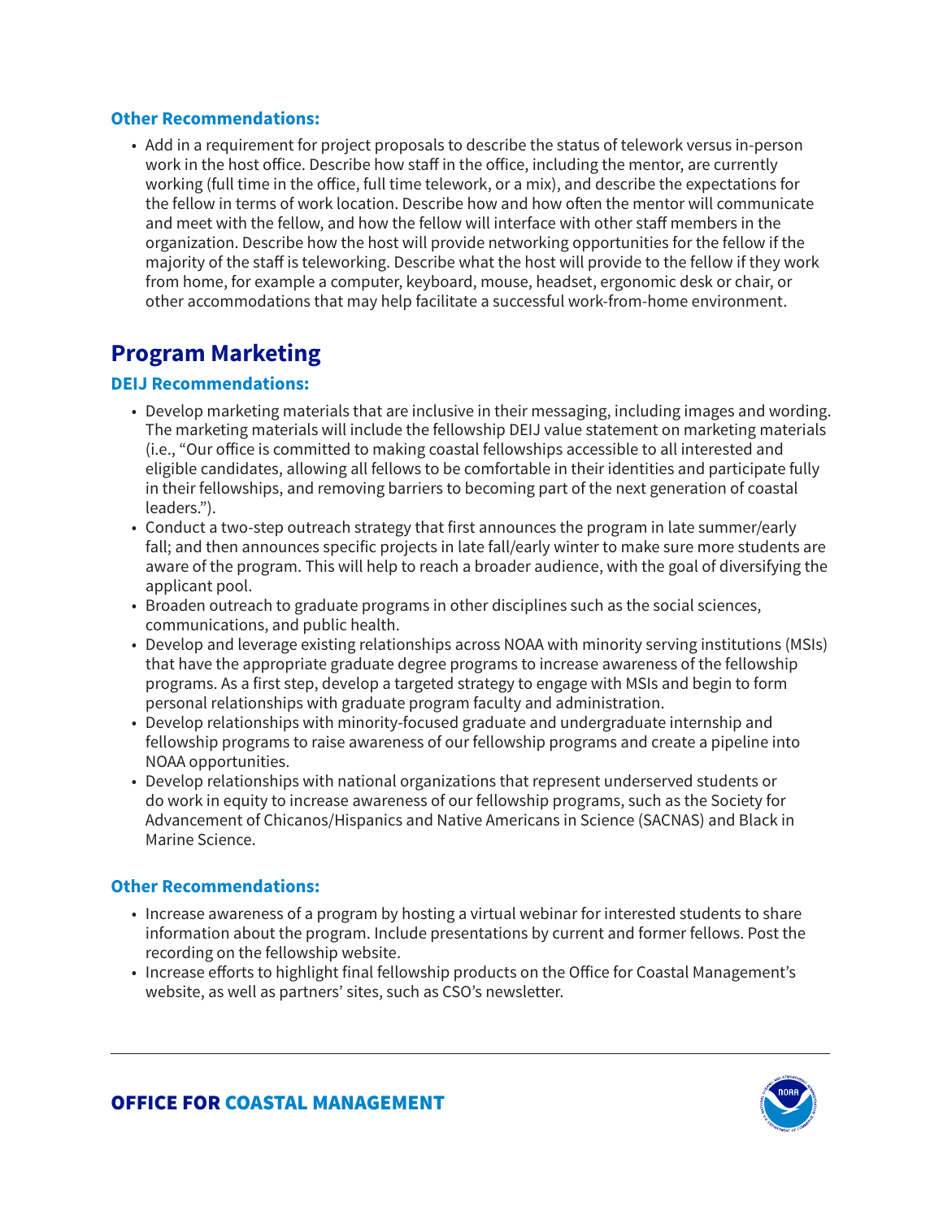### Other Recommendations:

- Add in a requirement for project proposals to describe the status of telework versus in-person work in the host office. Describe how staff in the office, including the mentor, are currently working (full time in the office, full time telework, or a mix), and describe the expectations for the fellow in terms of work location. Describe how and how often the mentor will communicate and meet with the fellow, and how the fellow will interface with other staff members in the organization. Describe how the host will provide networking opportunities for the fellow if the majority of the staff is teleworking. Describe what the host will provide to the fellow if they work from home, for example a computer, keyboard, mouse, headset, ergonomic desk or chair, or other accommodations that may help facilitate a successful work-from-home environment.

## Program Marketing

### DEIJ Recommendations:

- Develop marketing materials that are inclusive in their messaging, including images and wording. The marketing materials will include the fellowship DEIJ value statement on marketing materials (i.e., "Our office is committed to making coastal fellowships accessible to all interested and eligible candidates, allowing all fellows to be comfortable in their identities and participate fully in their fellowships, and removing barriers to becoming part of the next generation of coastal leaders.").
- Conduct a two-step outreach strategy that first announces the program in late summer/early fall; and then announces specific projects in late fall/early winter to make sure more students are aware of the program. This will help to reach a broader audience, with the goal of diversifying the applicant pool.
- Broaden outreach to graduate programs in other disciplines such as the social sciences, communications, and public health.
- Develop and leverage existing relationships across NOAA with minority serving institutions (MSIs) that have the appropriate graduate degree programs to increase awareness of the fellowship programs. As a first step, develop a targeted strategy to engage with MSIs and begin to form personal relationships with graduate program faculty and administration.
- Develop relationships with minority-focused graduate and undergraduate internship and fellowship programs to raise awareness of our fellowship programs and create a pipeline into NOAA opportunities.
- Develop relationships with national organizations that represent underserved students or do work in equity to increase awareness of our fellowship programs, such as the Society for Advancement of Chicanos/Hispanics and Native Americans in Science (SACNAS) and Black in Marine Science.

### Other Recommendations:

- Increase awareness of a program by hosting a virtual webinar for interested students to share information about the program. Include presentations by current and former fellows. Post the recording on the fellowship website.
- Increase efforts to highlight final fellowship products on the Office for Coastal Management's website, as well as partners' sites, such as CSO's newsletter.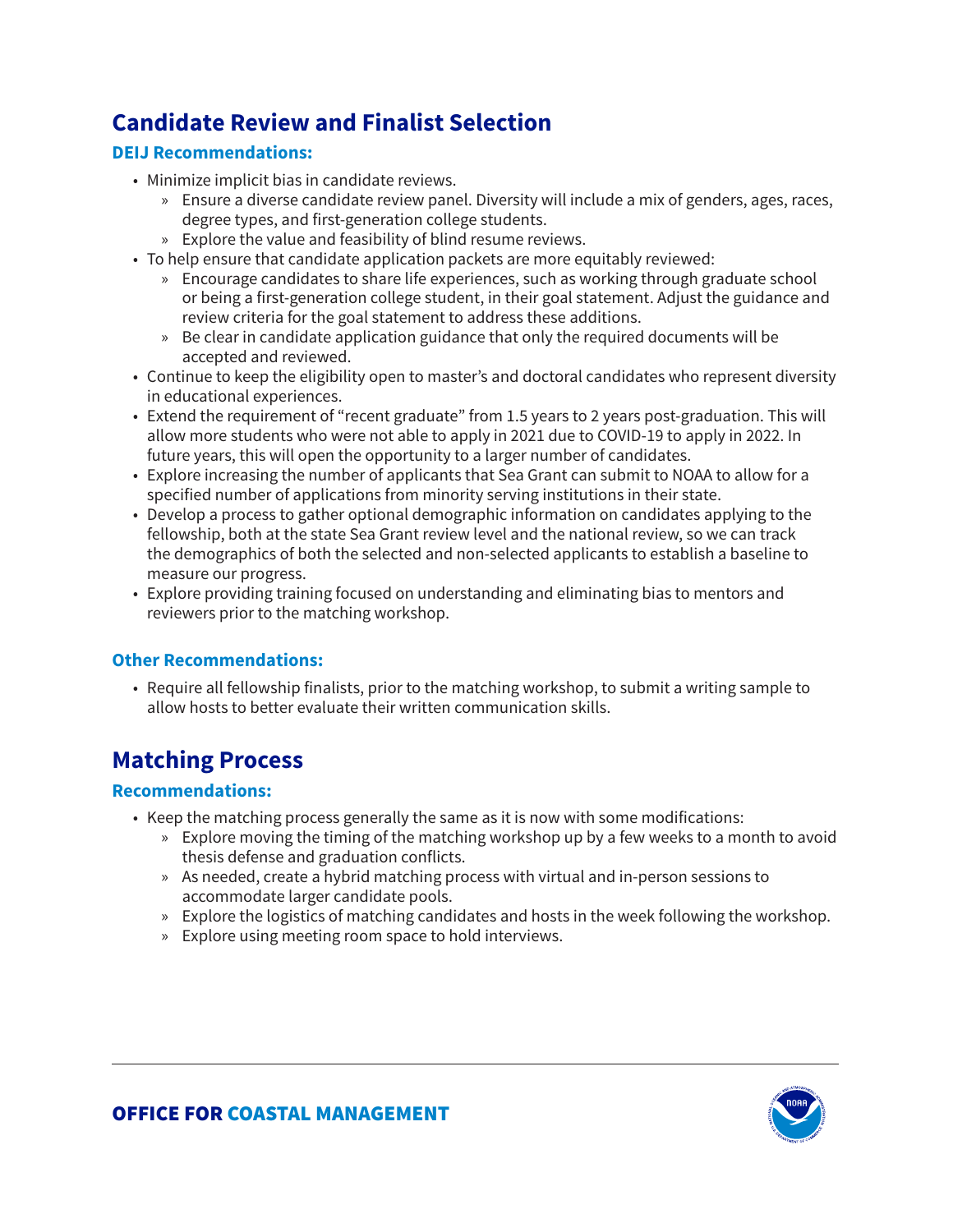## Candidate Review and Finalist Selection

### DEIJ Recommendations:

- Minimize implicit bias in candidate reviews.
  - Ensure a diverse candidate review panel. Diversity will include a mix of genders, ages, races, degree types, and first-generation college students.
  - Explore the value and feasibility of blind resume reviews.
- To help ensure that candidate application packets are more equitably reviewed:
  - Encourage candidates to share life experiences, such as working through graduate school or being a first-generation college student, in their goal statement. Adjust the guidance and review criteria for the goal statement to address these additions.
  - Be clear in candidate application guidance that only the required documents will be accepted and reviewed.
- Continue to keep the eligibility open to master's and doctoral candidates who represent diversity in educational experiences.
- Extend the requirement of "recent graduate" from 1.5 years to 2 years post-graduation. This will allow more students who were not able to apply in 2021 due to COVID-19 to apply in 2022. In future years, this will open the opportunity to a larger number of candidates.
- Explore increasing the number of applicants that Sea Grant can submit to NOAA to allow for a specified number of applications from minority serving institutions in their state.
- Develop a process to gather optional demographic information on candidates applying to the fellowship, both at the state Sea Grant review level and the national review, so we can track the demographics of both the selected and non-selected applicants to establish a baseline to measure our progress.
- Explore providing training focused on understanding and eliminating bias to mentors and reviewers prior to the matching workshop.

### Other Recommendations:

- Require all fellowship finalists, prior to the matching workshop, to submit a writing sample to allow hosts to better evaluate their written communication skills.

## Matching Process

### Recommendations:

- Keep the matching process generally the same as it is now with some modifications:
  - Explore moving the timing of the matching workshop up by a few weeks to a month to avoid thesis defense and graduation conflicts.
  - As needed, create a hybrid matching process with virtual and in-person sessions to accommodate larger candidate pools.
  - Explore the logistics of matching candidates and hosts in the week following the workshop.
  - Explore using meeting room space to hold interviews.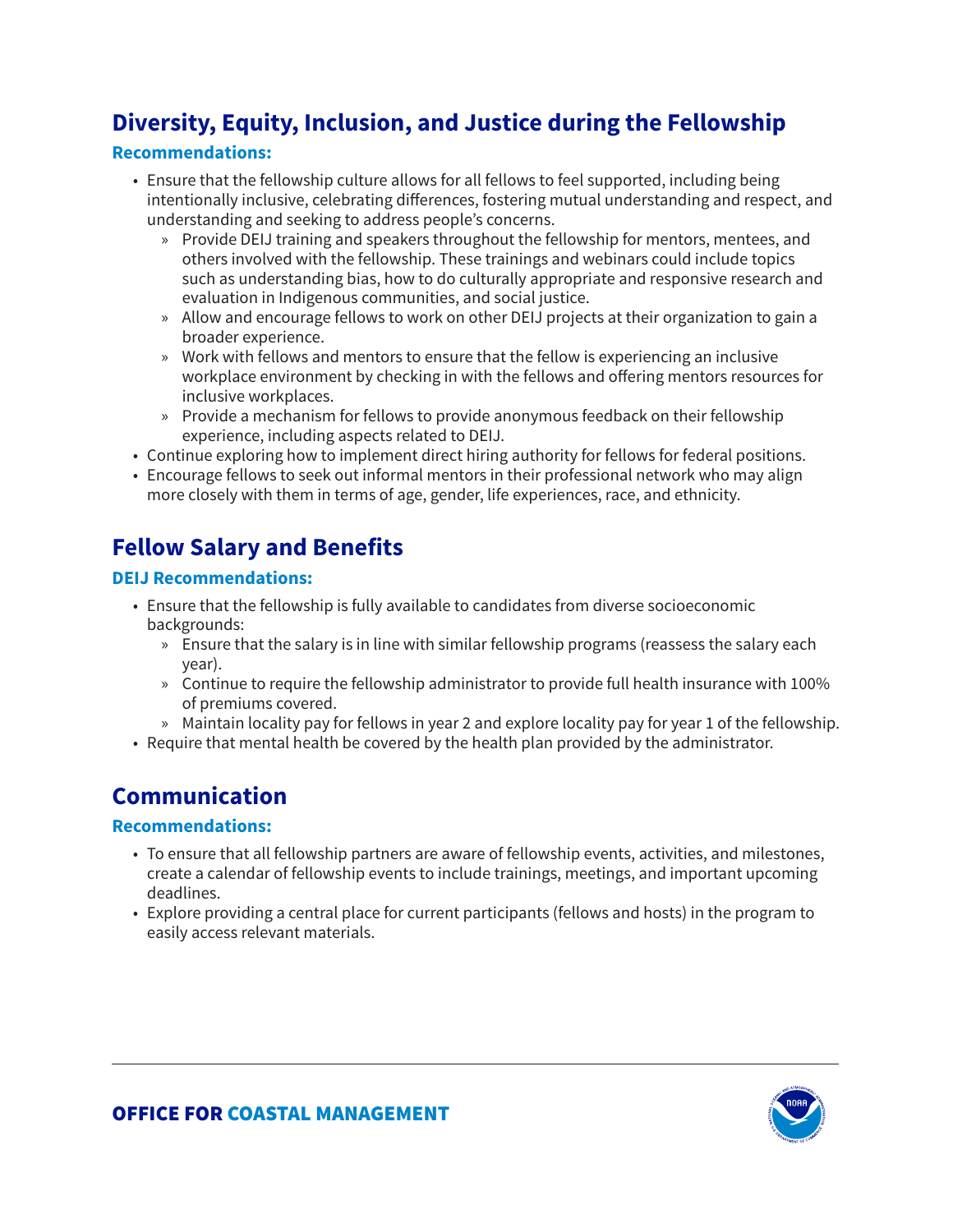## Diversity, Equity, Inclusion, and Justice during the Fellowship

### Recommendations:

- Ensure that the fellowship culture allows for all fellows to feel supported, including being intentionally inclusive, celebrating differences, fostering mutual understanding and respect, and understanding and seeking to address people's concerns.
  - Provide DEIJ training and speakers throughout the fellowship for mentors, mentees, and others involved with the fellowship. These trainings and webinars could include topics such as understanding bias, how to do culturally appropriate and responsive research and evaluation in Indigenous communities, and social justice.
  - Allow and encourage fellows to work on other DEIJ projects at their organization to gain a broader experience.
  - Work with fellows and mentors to ensure that the fellow is experiencing an inclusive workplace environment by checking in with the fellows and offering mentors resources for inclusive workplaces.
  - Provide a mechanism for fellows to provide anonymous feedback on their fellowship experience, including aspects related to DEIJ.
- Continue exploring how to implement direct hiring authority for fellows for federal positions.
- Encourage fellows to seek out informal mentors in their professional network who may align more closely with them in terms of age, gender, life experiences, race, and ethnicity.

## Fellow Salary and Benefits

### DEIJ Recommendations:

- Ensure that the fellowship is fully available to candidates from diverse socioeconomic backgrounds:
  - Ensure that the salary is in line with similar fellowship programs (reassess the salary each year).
  - Continue to require the fellowship administrator to provide full health insurance with 100% of premiums covered.
  - Maintain locality pay for fellows in year 2 and explore locality pay for year 1 of the fellowship.
- Require that mental health be covered by the health plan provided by the administrator.

## Communication

### Recommendations:

- To ensure that all fellowship partners are aware of fellowship events, activities, and milestones, create a calendar of fellowship events to include trainings, meetings, and important upcoming deadlines.
- Explore providing a central place for current participants (fellows and hosts) in the program to easily access relevant materials.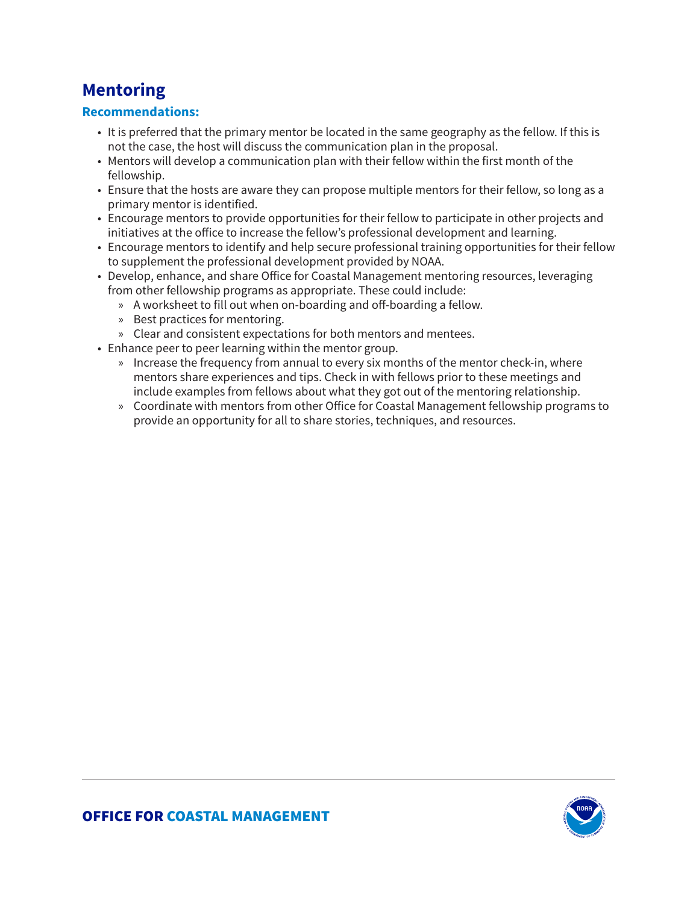## Mentoring

### Recommendations:

- It is preferred that the primary mentor be located in the same geography as the fellow. If this is not the case, the host will discuss the communication plan in the proposal.
- Mentors will develop a communication plan with their fellow within the first month of the fellowship.
- Ensure that the hosts are aware they can propose multiple mentors for their fellow, so long as a primary mentor is identified.
- Encourage mentors to provide opportunities for their fellow to participate in other projects and initiatives at the office to increase the fellow's professional development and learning.
- Encourage mentors to identify and help secure professional training opportunities for their fellow to supplement the professional development provided by NOAA.
- Develop, enhance, and share Office for Coastal Management mentoring resources, leveraging from other fellowship programs as appropriate. These could include:
  - A worksheet to fill out when on-boarding and off-boarding a fellow.
  - Best practices for mentoring.
  - Clear and consistent expectations for both mentors and mentees.
- Enhance peer to peer learning within the mentor group.
  - Increase the frequency from annual to every six months of the mentor check-in, where mentors share experiences and tips. Check in with fellows prior to these meetings and include examples from fellows about what they got out of the mentoring relationship.
  - Coordinate with mentors from other Office for Coastal Management fellowship programs to provide an opportunity for all to share stories, techniques, and resources.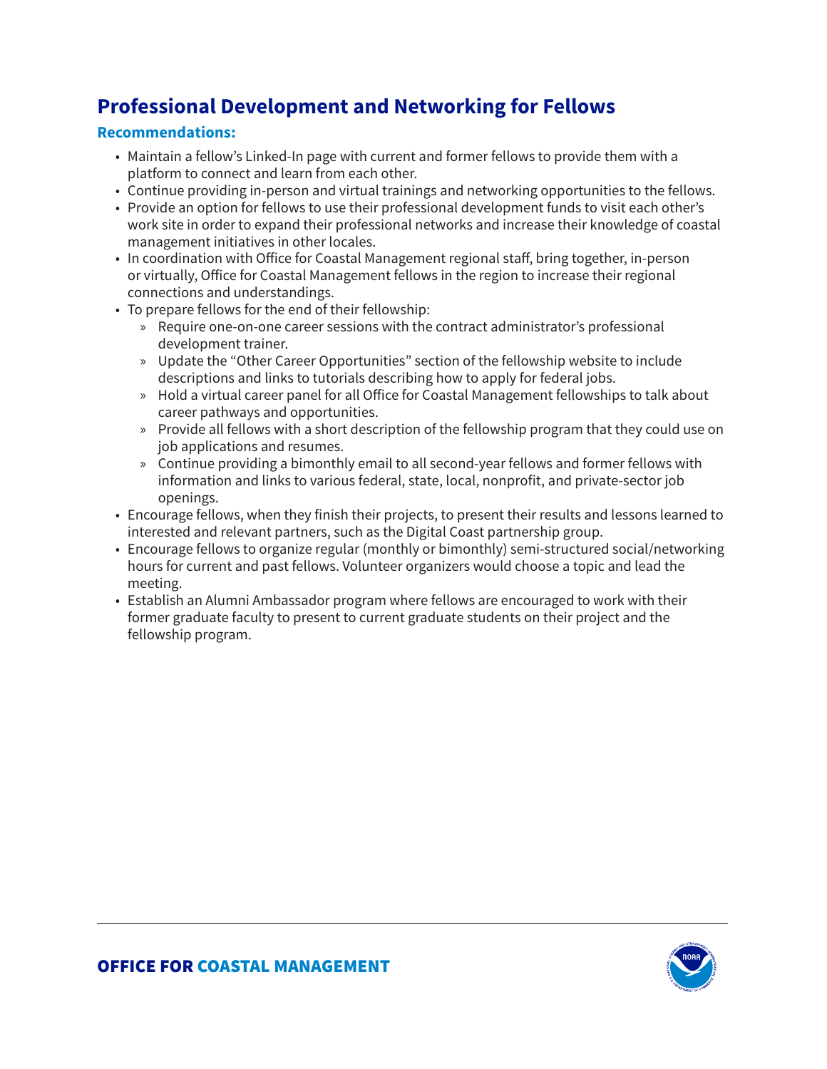## Professional Development and Networking for Fellows

### Recommendations:

- Maintain a fellow's Linked-In page with current and former fellows to provide them with a platform to connect and learn from each other.
- Continue providing in-person and virtual trainings and networking opportunities to the fellows.
- Provide an option for fellows to use their professional development funds to visit each other's work site in order to expand their professional networks and increase their knowledge of coastal management initiatives in other locales.
- In coordination with Office for Coastal Management regional staff, bring together, in-person or virtually, Office for Coastal Management fellows in the region to increase their regional connections and understandings.
- To prepare fellows for the end of their fellowship:
  - Require one-on-one career sessions with the contract administrator's professional development trainer.
  - Update the "Other Career Opportunities" section of the fellowship website to include descriptions and links to tutorials describing how to apply for federal jobs.
  - Hold a virtual career panel for all Office for Coastal Management fellowships to talk about career pathways and opportunities.
  - Provide all fellows with a short description of the fellowship program that they could use on job applications and resumes.
  - Continue providing a bimonthly email to all second-year fellows and former fellows with information and links to various federal, state, local, nonprofit, and private-sector job openings.
- Encourage fellows, when they finish their projects, to present their results and lessons learned to interested and relevant partners, such as the Digital Coast partnership group.
- Encourage fellows to organize regular (monthly or bimonthly) semi-structured social/networking hours for current and past fellows. Volunteer organizers would choose a topic and lead the meeting.
- Establish an Alumni Ambassador program where fellows are encouraged to work with their former graduate faculty to present to current graduate students on their project and the fellowship program.